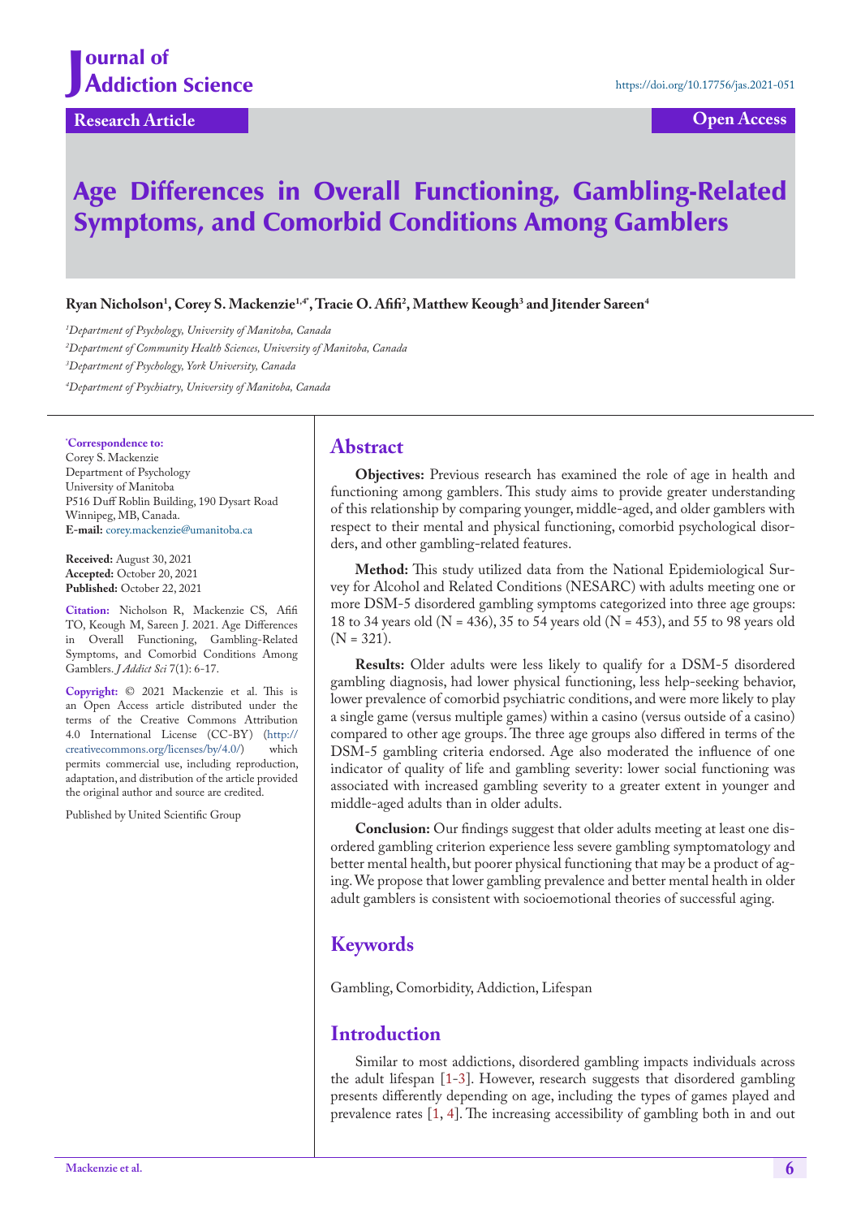Journal of Addiction Science

https://doi.org/10.17756/jas.2021-051

Research Article | Open Access

# Age Differences in Overall Functioning, Gambling-Related Symptoms, and Comorbid Conditions Among Gamblers

**Ryan Nicholson[1], Corey S. Mackenzie[1,4*], Tracie O. Afifi[2], Matthew Keough[3] and Jitender Sareen[4]**

[1]*Department of Psychology, University of Manitoba, Canada*

[2]*Department of Community Health Sciences, University of Manitoba, Canada*

[3]*Department of Psychology, York University, Canada*

[4]*Department of Psychiatry, University of Manitoba, Canada*

[*]**Correspondence to:**
Corey S. Mackenzie
Department of Psychology
University of Manitoba
P516 Duff Roblin Building, 190 Dysart Road
Winnipeg, MB, Canada.
**E-mail:** corey.mackenzie@umanitoba.ca

**Received:** August 30, 2021
**Accepted:** October 20, 2021
**Published:** October 22, 2021

**Citation:** Nicholson R, Mackenzie CS, Afifi TO, Keough M, Sareen J. 2021. Age Differences in Overall Functioning, Gambling-Related Symptoms, and Comorbid Conditions Among Gamblers. *J Addict Sci* 7(1): 6-17.

**Copyright:** © 2021 Mackenzie et al. This is an Open Access article distributed under the terms of the Creative Commons Attribution 4.0 International License (CC-BY) (http://creativecommons.org/licenses/by/4.0/) which permits commercial use, including reproduction, adaptation, and distribution of the article provided the original author and source are credited.

Published by United Scientific Group

## Abstract

**Objectives:** Previous research has examined the role of age in health and functioning among gamblers. This study aims to provide greater understanding of this relationship by comparing younger, middle-aged, and older gamblers with respect to their mental and physical functioning, comorbid psychological disorders, and other gambling-related features.

**Method:** This study utilized data from the National Epidemiological Survey for Alcohol and Related Conditions (NESARC) with adults meeting one or more DSM-5 disordered gambling symptoms categorized into three age groups: 18 to 34 years old (N = 436), 35 to 54 years old (N = 453), and 55 to 98 years old (N = 321).

**Results:** Older adults were less likely to qualify for a DSM-5 disordered gambling diagnosis, had lower physical functioning, less help-seeking behavior, lower prevalence of comorbid psychiatric conditions, and were more likely to play a single game (versus multiple games) within a casino (versus outside of a casino) compared to other age groups. The three age groups also differed in terms of the DSM-5 gambling criteria endorsed. Age also moderated the influence of one indicator of quality of life and gambling severity: lower social functioning was associated with increased gambling severity to a greater extent in younger and middle-aged adults than in older adults.

**Conclusion:** Our findings suggest that older adults meeting at least one disordered gambling criterion experience less severe gambling symptomatology and better mental health, but poorer physical functioning that may be a product of aging. We propose that lower gambling prevalence and better mental health in older adult gamblers is consistent with socioemotional theories of successful aging.

## Keywords

Gambling, Comorbidity, Addiction, Lifespan

## Introduction

Similar to most addictions, disordered gambling impacts individuals across the adult lifespan [1-3]. However, research suggests that disordered gambling presents differently depending on age, including the types of games played and prevalence rates [1, 4]. The increasing accessibility of gambling both in and out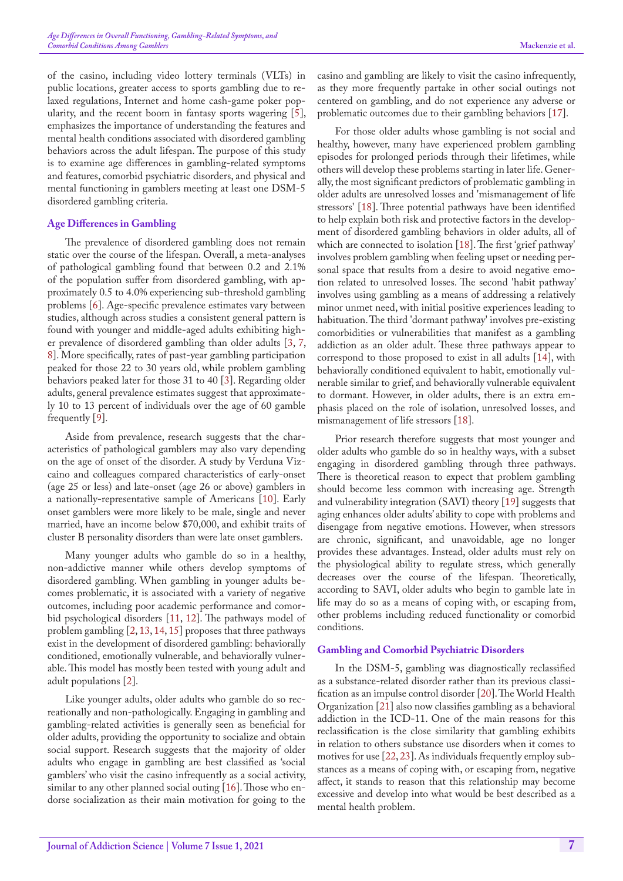of the casino, including video lottery terminals (VLTs) in public locations, greater access to sports gambling due to relaxed regulations, Internet and home cash-game poker popularity, and the recent boom in fantasy sports wagering [5], emphasizes the importance of understanding the features and mental health conditions associated with disordered gambling behaviors across the adult lifespan. The purpose of this study is to examine age differences in gambling-related symptoms and features, comorbid psychiatric disorders, and physical and mental functioning in gamblers meeting at least one DSM-5 disordered gambling criteria.

### Age Differences in Gambling

The prevalence of disordered gambling does not remain static over the course of the lifespan. Overall, a meta-analyses of pathological gambling found that between 0.2 and 2.1% of the population suffer from disordered gambling, with approximately 0.5 to 4.0% experiencing sub-threshold gambling problems [6]. Age-specific prevalence estimates vary between studies, although across studies a consistent general pattern is found with younger and middle-aged adults exhibiting higher prevalence of disordered gambling than older adults [3, 7, 8]. More specifically, rates of past-year gambling participation peaked for those 22 to 30 years old, while problem gambling behaviors peaked later for those 31 to 40 [3]. Regarding older adults, general prevalence estimates suggest that approximately 10 to 13 percent of individuals over the age of 60 gamble frequently [9].

Aside from prevalence, research suggests that the characteristics of pathological gamblers may also vary depending on the age of onset of the disorder. A study by Verduna Vizcaino and colleagues compared characteristics of early-onset (age 25 or less) and late-onset (age 26 or above) gamblers in a nationally-representative sample of Americans [10]. Early onset gamblers were more likely to be male, single and never married, have an income below $70,000, and exhibit traits of cluster B personality disorders than were late onset gamblers.

Many younger adults who gamble do so in a healthy, non-addictive manner while others develop symptoms of disordered gambling. When gambling in younger adults becomes problematic, it is associated with a variety of negative outcomes, including poor academic performance and comorbid psychological disorders [11, 12]. The pathways model of problem gambling [2, 13, 14, 15] proposes that three pathways exist in the development of disordered gambling: behaviorally conditioned, emotionally vulnerable, and behaviorally vulnerable. This model has mostly been tested with young adult and adult populations [2].

Like younger adults, older adults who gamble do so recreationally and non-pathologically. Engaging in gambling and gambling-related activities is generally seen as beneficial for older adults, providing the opportunity to socialize and obtain social support. Research suggests that the majority of older adults who engage in gambling are best classified as 'social gamblers' who visit the casino infrequently as a social activity, similar to any other planned social outing [16]. Those who endorse socialization as their main motivation for going to the casino and gambling are likely to visit the casino infrequently, as they more frequently partake in other social outings not centered on gambling, and do not experience any adverse or problematic outcomes due to their gambling behaviors [17].

For those older adults whose gambling is not social and healthy, however, many have experienced problem gambling episodes for prolonged periods through their lifetimes, while others will develop these problems starting in later life. Generally, the most significant predictors of problematic gambling in older adults are unresolved losses and 'mismanagement of life stressors' [18]. Three potential pathways have been identified to help explain both risk and protective factors in the development of disordered gambling behaviors in older adults, all of which are connected to isolation [18]. The first 'grief pathway' involves problem gambling when feeling upset or needing personal space that results from a desire to avoid negative emotion related to unresolved losses. The second 'habit pathway' involves using gambling as a means of addressing a relatively minor unmet need, with initial positive experiences leading to habituation. The third 'dormant pathway' involves pre-existing comorbidities or vulnerabilities that manifest as a gambling addiction as an older adult. These three pathways appear to correspond to those proposed to exist in all adults [14], with behaviorally conditioned equivalent to habit, emotionally vulnerable similar to grief, and behaviorally vulnerable equivalent to dormant. However, in older adults, there is an extra emphasis placed on the role of isolation, unresolved losses, and mismanagement of life stressors [18].

Prior research therefore suggests that most younger and older adults who gamble do so in healthy ways, with a subset engaging in disordered gambling through three pathways. There is theoretical reason to expect that problem gambling should become less common with increasing age. Strength and vulnerability integration (SAVI) theory [19] suggests that aging enhances older adults' ability to cope with problems and disengage from negative emotions. However, when stressors are chronic, significant, and unavoidable, age no longer provides these advantages. Instead, older adults must rely on the physiological ability to regulate stress, which generally decreases over the course of the lifespan. Theoretically, according to SAVI, older adults who begin to gamble late in life may do so as a means of coping with, or escaping from, other problems including reduced functionality or comorbid conditions.

### Gambling and Comorbid Psychiatric Disorders

In the DSM-5, gambling was diagnostically reclassified as a substance-related disorder rather than its previous classification as an impulse control disorder [20]. The World Health Organization [21] also now classifies gambling as a behavioral addiction in the ICD-11. One of the main reasons for this reclassification is the close similarity that gambling exhibits in relation to others substance use disorders when it comes to motives for use [22, 23]. As individuals frequently employ substances as a means of coping with, or escaping from, negative affect, it stands to reason that this relationship may become excessive and develop into what would be best described as a mental health problem.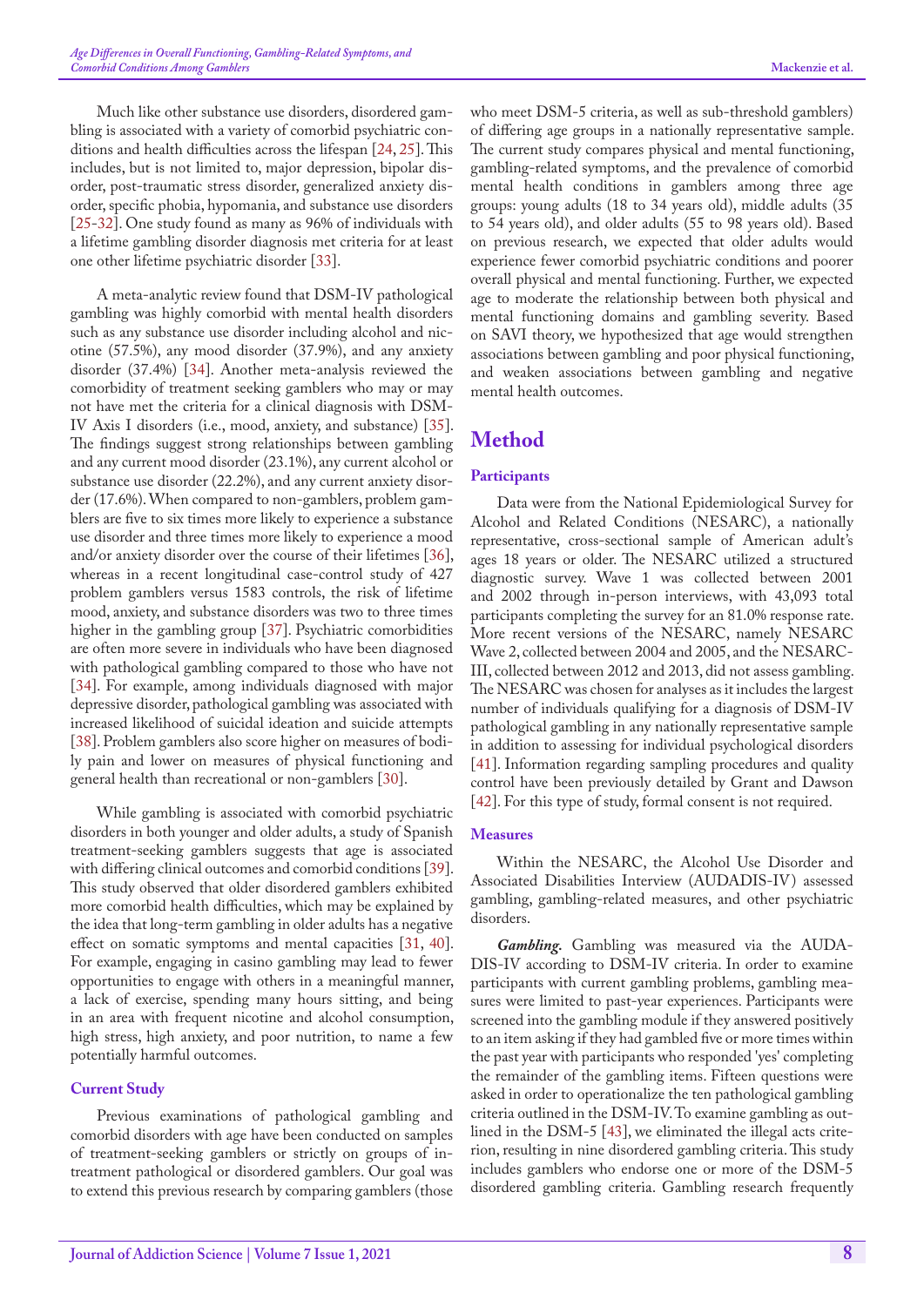Much like other substance use disorders, disordered gambling is associated with a variety of comorbid psychiatric conditions and health difficulties across the lifespan [24, 25]. This includes, but is not limited to, major depression, bipolar disorder, post-traumatic stress disorder, generalized anxiety disorder, specific phobia, hypomania, and substance use disorders [25-32]. One study found as many as 96% of individuals with a lifetime gambling disorder diagnosis met criteria for at least one other lifetime psychiatric disorder [33].

A meta-analytic review found that DSM-IV pathological gambling was highly comorbid with mental health disorders such as any substance use disorder including alcohol and nicotine (57.5%), any mood disorder (37.9%), and any anxiety disorder (37.4%) [34]. Another meta-analysis reviewed the comorbidity of treatment seeking gamblers who may or may not have met the criteria for a clinical diagnosis with DSM-IV Axis I disorders (i.e., mood, anxiety, and substance) [35]. The findings suggest strong relationships between gambling and any current mood disorder (23.1%), any current alcohol or substance use disorder (22.2%), and any current anxiety disorder (17.6%). When compared to non-gamblers, problem gamblers are five to six times more likely to experience a substance use disorder and three times more likely to experience a mood and/or anxiety disorder over the course of their lifetimes [36], whereas in a recent longitudinal case-control study of 427 problem gamblers versus 1583 controls, the risk of lifetime mood, anxiety, and substance disorders was two to three times higher in the gambling group [37]. Psychiatric comorbidities are often more severe in individuals who have been diagnosed with pathological gambling compared to those who have not [34]. For example, among individuals diagnosed with major depressive disorder, pathological gambling was associated with increased likelihood of suicidal ideation and suicide attempts [38]. Problem gamblers also score higher on measures of bodily pain and lower on measures of physical functioning and general health than recreational or non-gamblers [30].

While gambling is associated with comorbid psychiatric disorders in both younger and older adults, a study of Spanish treatment-seeking gamblers suggests that age is associated with differing clinical outcomes and comorbid conditions [39]. This study observed that older disordered gamblers exhibited more comorbid health difficulties, which may be explained by the idea that long-term gambling in older adults has a negative effect on somatic symptoms and mental capacities [31, 40]. For example, engaging in casino gambling may lead to fewer opportunities to engage with others in a meaningful manner, a lack of exercise, spending many hours sitting, and being in an area with frequent nicotine and alcohol consumption, high stress, high anxiety, and poor nutrition, to name a few potentially harmful outcomes.

### Current Study

Previous examinations of pathological gambling and comorbid disorders with age have been conducted on samples of treatment-seeking gamblers or strictly on groups of in-treatment pathological or disordered gamblers. Our goal was to extend this previous research by comparing gamblers (those who meet DSM-5 criteria, as well as sub-threshold gamblers) of differing age groups in a nationally representative sample. The current study compares physical and mental functioning, gambling-related symptoms, and the prevalence of comorbid mental health conditions in gamblers among three age groups: young adults (18 to 34 years old), middle adults (35 to 54 years old), and older adults (55 to 98 years old). Based on previous research, we expected that older adults would experience fewer comorbid psychiatric conditions and poorer overall physical and mental functioning. Further, we expected age to moderate the relationship between both physical and mental functioning domains and gambling severity. Based on SAVI theory, we hypothesized that age would strengthen associations between gambling and poor physical functioning, and weaken associations between gambling and negative mental health outcomes.

## Method

### Participants

Data were from the National Epidemiological Survey for Alcohol and Related Conditions (NESARC), a nationally representative, cross-sectional sample of American adult's ages 18 years or older. The NESARC utilized a structured diagnostic survey. Wave 1 was collected between 2001 and 2002 through in-person interviews, with 43,093 total participants completing the survey for an 81.0% response rate. More recent versions of the NESARC, namely NESARC Wave 2, collected between 2004 and 2005, and the NESARC-III, collected between 2012 and 2013, did not assess gambling. The NESARC was chosen for analyses as it includes the largest number of individuals qualifying for a diagnosis of DSM-IV pathological gambling in any nationally representative sample in addition to assessing for individual psychological disorders [41]. Information regarding sampling procedures and quality control have been previously detailed by Grant and Dawson [42]. For this type of study, formal consent is not required.

### Measures

Within the NESARC, the Alcohol Use Disorder and Associated Disabilities Interview (AUDADIS-IV) assessed gambling, gambling-related measures, and other psychiatric disorders.

***Gambling.*** Gambling was measured via the AUDADIS-IV according to DSM-IV criteria. In order to examine participants with current gambling problems, gambling measures were limited to past-year experiences. Participants were screened into the gambling module if they answered positively to an item asking if they had gambled five or more times within the past year with participants who responded 'yes' completing the remainder of the gambling items. Fifteen questions were asked in order to operationalize the ten pathological gambling criteria outlined in the DSM-IV. To examine gambling as outlined in the DSM-5 [43], we eliminated the illegal acts criterion, resulting in nine disordered gambling criteria. This study includes gamblers who endorse one or more of the DSM-5 disordered gambling criteria. Gambling research frequently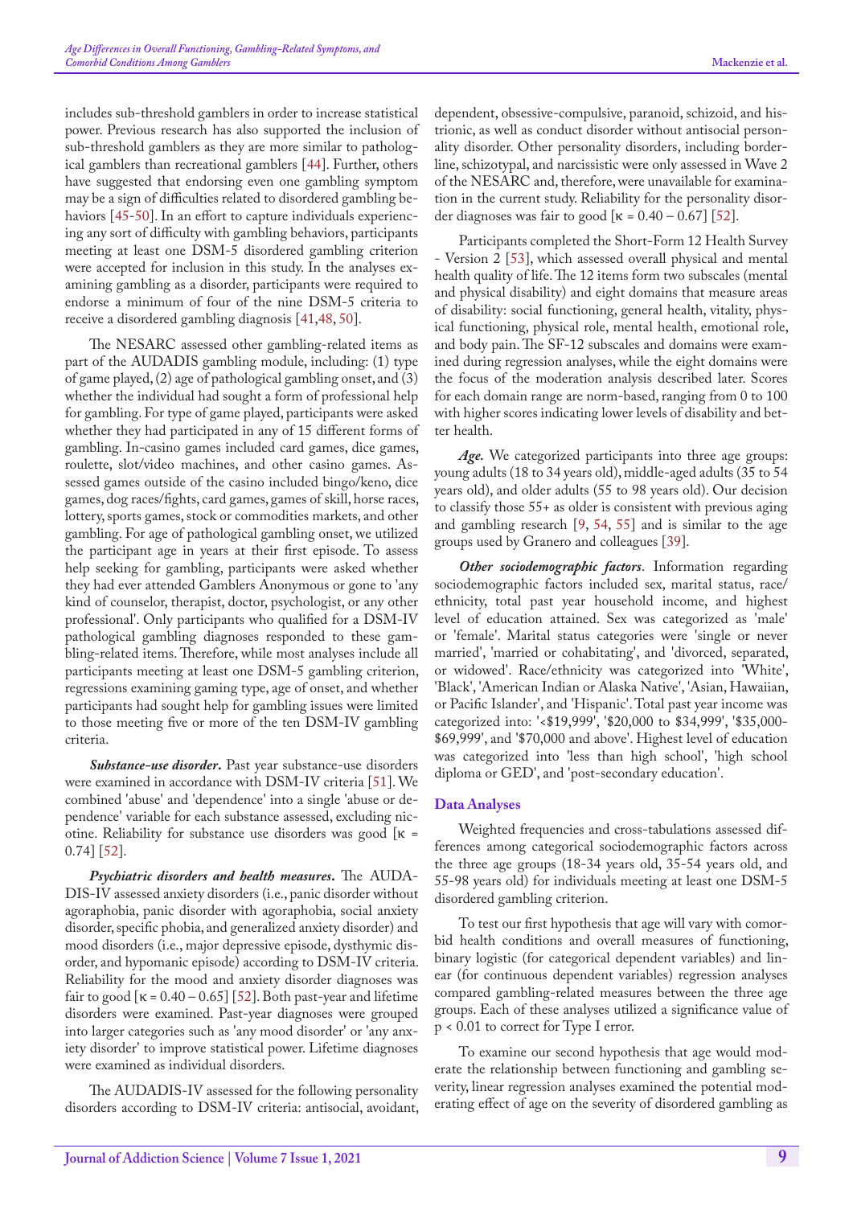includes sub-threshold gamblers in order to increase statistical power. Previous research has also supported the inclusion of sub-threshold gamblers as they are more similar to pathological gamblers than recreational gamblers [44]. Further, others have suggested that endorsing even one gambling symptom may be a sign of difficulties related to disordered gambling behaviors [45-50]. In an effort to capture individuals experiencing any sort of difficulty with gambling behaviors, participants meeting at least one DSM-5 disordered gambling criterion were accepted for inclusion in this study. In the analyses examining gambling as a disorder, participants were required to endorse a minimum of four of the nine DSM-5 criteria to receive a disordered gambling diagnosis [41,48, 50].

The NESARC assessed other gambling-related items as part of the AUDADIS gambling module, including: (1) type of game played, (2) age of pathological gambling onset, and (3) whether the individual had sought a form of professional help for gambling. For type of game played, participants were asked whether they had participated in any of 15 different forms of gambling. In-casino games included card games, dice games, roulette, slot/video machines, and other casino games. Assessed games outside of the casino included bingo/keno, dice games, dog races/fights, card games, games of skill, horse races, lottery, sports games, stock or commodities markets, and other gambling. For age of pathological gambling onset, we utilized the participant age in years at their first episode. To assess help seeking for gambling, participants were asked whether they had ever attended Gamblers Anonymous or gone to 'any kind of counselor, therapist, doctor, psychologist, or any other professional'. Only participants who qualified for a DSM-IV pathological gambling diagnoses responded to these gambling-related items. Therefore, while most analyses include all participants meeting at least one DSM-5 gambling criterion, regressions examining gaming type, age of onset, and whether participants had sought help for gambling issues were limited to those meeting five or more of the ten DSM-IV gambling criteria.

***Substance-use disorder*.** Past year substance-use disorders were examined in accordance with DSM-IV criteria [51]. We combined 'abuse' and 'dependence' into a single 'abuse or dependence' variable for each substance assessed, excluding nicotine. Reliability for substance use disorders was good [$\kappa$ = 0.74] [52].

***Psychiatric disorders and health measures*.** The AUDADIS-IV assessed anxiety disorders (i.e., panic disorder without agoraphobia, panic disorder with agoraphobia, social anxiety disorder, specific phobia, and generalized anxiety disorder) and mood disorders (i.e., major depressive episode, dysthymic disorder, and hypomanic episode) according to DSM-IV criteria. Reliability for the mood and anxiety disorder diagnoses was fair to good [$\kappa$ = 0.40 – 0.65] [52]. Both past-year and lifetime disorders were examined. Past-year diagnoses were grouped into larger categories such as 'any mood disorder' or 'any anxiety disorder' to improve statistical power. Lifetime diagnoses were examined as individual disorders.

The AUDADIS-IV assessed for the following personality disorders according to DSM-IV criteria: antisocial, avoidant, dependent, obsessive-compulsive, paranoid, schizoid, and histrionic, as well as conduct disorder without antisocial personality disorder. Other personality disorders, including borderline, schizotypal, and narcissistic were only assessed in Wave 2 of the NESARC and, therefore, were unavailable for examination in the current study. Reliability for the personality disorder diagnoses was fair to good [$\kappa$ = 0.40 – 0.67] [52].

Participants completed the Short-Form 12 Health Survey - Version 2 [53], which assessed overall physical and mental health quality of life. The 12 items form two subscales (mental and physical disability) and eight domains that measure areas of disability: social functioning, general health, vitality, physical functioning, physical role, mental health, emotional role, and body pain. The SF-12 subscales and domains were examined during regression analyses, while the eight domains were the focus of the moderation analysis described later. Scores for each domain range are norm-based, ranging from 0 to 100 with higher scores indicating lower levels of disability and better health.

***Age*.** We categorized participants into three age groups: young adults (18 to 34 years old), middle-aged adults (35 to 54 years old), and older adults (55 to 98 years old). Our decision to classify those 55+ as older is consistent with previous aging and gambling research [9, 54, 55] and is similar to the age groups used by Granero and colleagues [39].

***Other sociodemographic factors*.** Information regarding sociodemographic factors included sex, marital status, race/ethnicity, total past year household income, and highest level of education attained. Sex was categorized as 'male' or 'female'. Marital status categories were 'single or never married', 'married or cohabitating', and 'divorced, separated, or widowed'. Race/ethnicity was categorized into 'White', 'Black', 'American Indian or Alaska Native', 'Asian, Hawaiian, or Pacific Islander', and 'Hispanic'. Total past year income was categorized into: '<$19,999', '$20,000 to $34,999', '$35,000-$69,999', and '$70,000 and above'. Highest level of education was categorized into 'less than high school', 'high school diploma or GED', and 'post-secondary education'.

## Data Analyses

Weighted frequencies and cross-tabulations assessed differences among categorical sociodemographic factors across the three age groups (18-34 years old, 35-54 years old, and 55-98 years old) for individuals meeting at least one DSM-5 disordered gambling criterion.

To test our first hypothesis that age will vary with comorbid health conditions and overall measures of functioning, binary logistic (for categorical dependent variables) and linear (for continuous dependent variables) regression analyses compared gambling-related measures between the three age groups. Each of these analyses utilized a significance value of $p < 0.01$ to correct for Type I error.

To examine our second hypothesis that age would moderate the relationship between functioning and gambling severity, linear regression analyses examined the potential moderating effect of age on the severity of disordered gambling as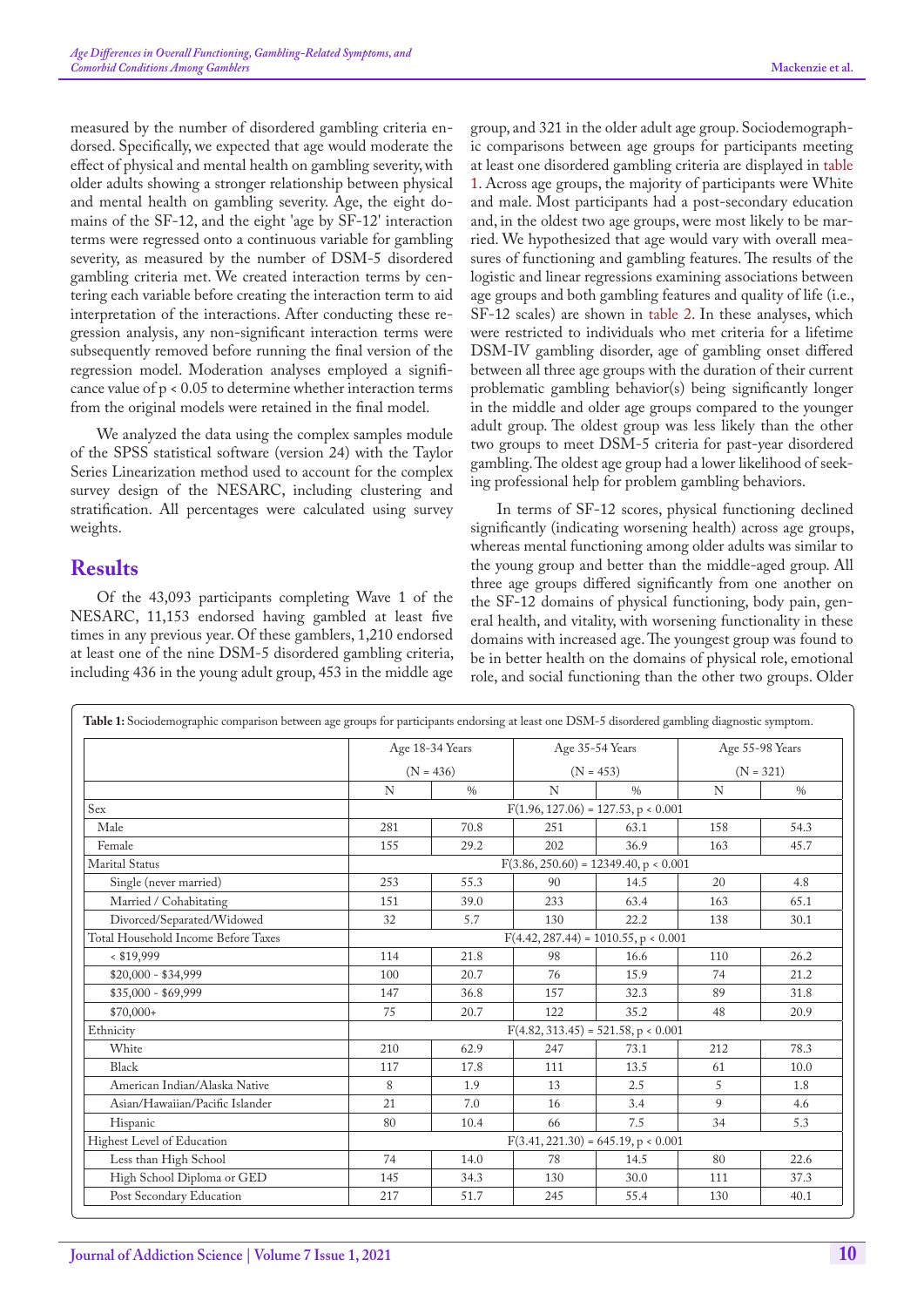measured by the number of disordered gambling criteria endorsed. Specifically, we expected that age would moderate the effect of physical and mental health on gambling severity, with older adults showing a stronger relationship between physical and mental health on gambling severity. Age, the eight domains of the SF-12, and the eight 'age by SF-12' interaction terms were regressed onto a continuous variable for gambling severity, as measured by the number of DSM-5 disordered gambling criteria met. We created interaction terms by centering each variable before creating the interaction term to aid interpretation of the interactions. After conducting these regression analysis, any non-significant interaction terms were subsequently removed before running the final version of the regression model. Moderation analyses employed a significance value of $p < 0.05$ to determine whether interaction terms from the original models were retained in the final model.

We analyzed the data using the complex samples module of the SPSS statistical software (version 24) with the Taylor Series Linearization method used to account for the complex survey design of the NESARC, including clustering and stratification. All percentages were calculated using survey weights.

## Results

Of the 43,093 participants completing Wave 1 of the NESARC, 11,153 endorsed having gambled at least five times in any previous year. Of these gamblers, 1,210 endorsed at least one of the nine DSM-5 disordered gambling criteria, including 436 in the young adult group, 453 in the middle age group, and 321 in the older adult age group. Sociodemographic comparisons between age groups for participants meeting at least one disordered gambling criteria are displayed in table 1. Across age groups, the majority of participants were White and male. Most participants had a post-secondary education and, in the oldest two age groups, were most likely to be married. We hypothesized that age would vary with overall measures of functioning and gambling features. The results of the logistic and linear regressions examining associations between age groups and both gambling features and quality of life (i.e., SF-12 scales) are shown in table 2. In these analyses, which were restricted to individuals who met criteria for a lifetime DSM-IV gambling disorder, age of gambling onset differed between all three age groups with the duration of their current problematic gambling behavior(s) being significantly longer in the middle and older age groups compared to the younger adult group. The oldest group was less likely than the other two groups to meet DSM-5 criteria for past-year disordered gambling. The oldest age group had a lower likelihood of seeking professional help for problem gambling behaviors.

In terms of SF-12 scores, physical functioning declined significantly (indicating worsening health) across age groups, whereas mental functioning among older adults was similar to the young group and better than the middle-aged group. All three age groups differed significantly from one another on the SF-12 domains of physical functioning, body pain, general health, and vitality, with worsening functionality in these domains with increased age. The youngest group was found to be in better health on the domains of physical role, emotional role, and social functioning than the other two groups. Older

**Table 1:** Sociodemographic comparison between age groups for participants endorsing at least one DSM-5 disordered gambling diagnostic symptom.

| | Age 18-34 Years (N = 436) | | Age 35-54 Years (N = 453) | | Age 55-98 Years (N = 321) | |
|---|---|---|---|---|---|---|
| | N | % | N | % | N | % |
| Sex | $F(1.96, 127.06) = 127.53, p < 0.001$ | | | | | |
| Male | 281 | 70.8 | 251 | 63.1 | 158 | 54.3 |
| Female | 155 | 29.2 | 202 | 36.9 | 163 | 45.7 |
| Marital Status | $F(3.86, 250.60) = 12349.40, p < 0.001$ | | | | | |
| Single (never married) | 253 | 55.3 | 90 | 14.5 | 20 | 4.8 |
| Married / Cohabitating | 151 | 39.0 | 233 | 63.4 | 163 | 65.1 |
| Divorced/Separated/Widowed | 32 | 5.7 | 130 | 22.2 | 138 | 30.1 |
| Total Household Income Before Taxes | $F(4.42, 287.44) = 1010.55, p < 0.001$ | | | | | |
| < $19,999 | 114 | 21.8 | 98 | 16.6 | 110 | 26.2 |
| $20,000 - $34,999 | 100 | 20.7 | 76 | 15.9 | 74 | 21.2 |
| $35,000 - $69,999 | 147 | 36.8 | 157 | 32.3 | 89 | 31.8 |
| $70,000+ | 75 | 20.7 | 122 | 35.2 | 48 | 20.9 |
| Ethnicity | $F(4.82, 313.45) = 521.58, p < 0.001$ | | | | | |
| White | 210 | 62.9 | 247 | 73.1 | 212 | 78.3 |
| Black | 117 | 17.8 | 111 | 13.5 | 61 | 10.0 |
| American Indian/Alaska Native | 8 | 1.9 | 13 | 2.5 | 5 | 1.8 |
| Asian/Hawaiian/Pacific Islander | 21 | 7.0 | 16 | 3.4 | 9 | 4.6 |
| Hispanic | 80 | 10.4 | 66 | 7.5 | 34 | 5.3 |
| Highest Level of Education | $F(3.41, 221.30) = 645.19, p < 0.001$ | | | | | |
| Less than High School | 74 | 14.0 | 78 | 14.5 | 80 | 22.6 |
| High School Diploma or GED | 145 | 34.3 | 130 | 30.0 | 111 | 37.3 |
| Post Secondary Education | 217 | 51.7 | 245 | 55.4 | 130 | 40.1 |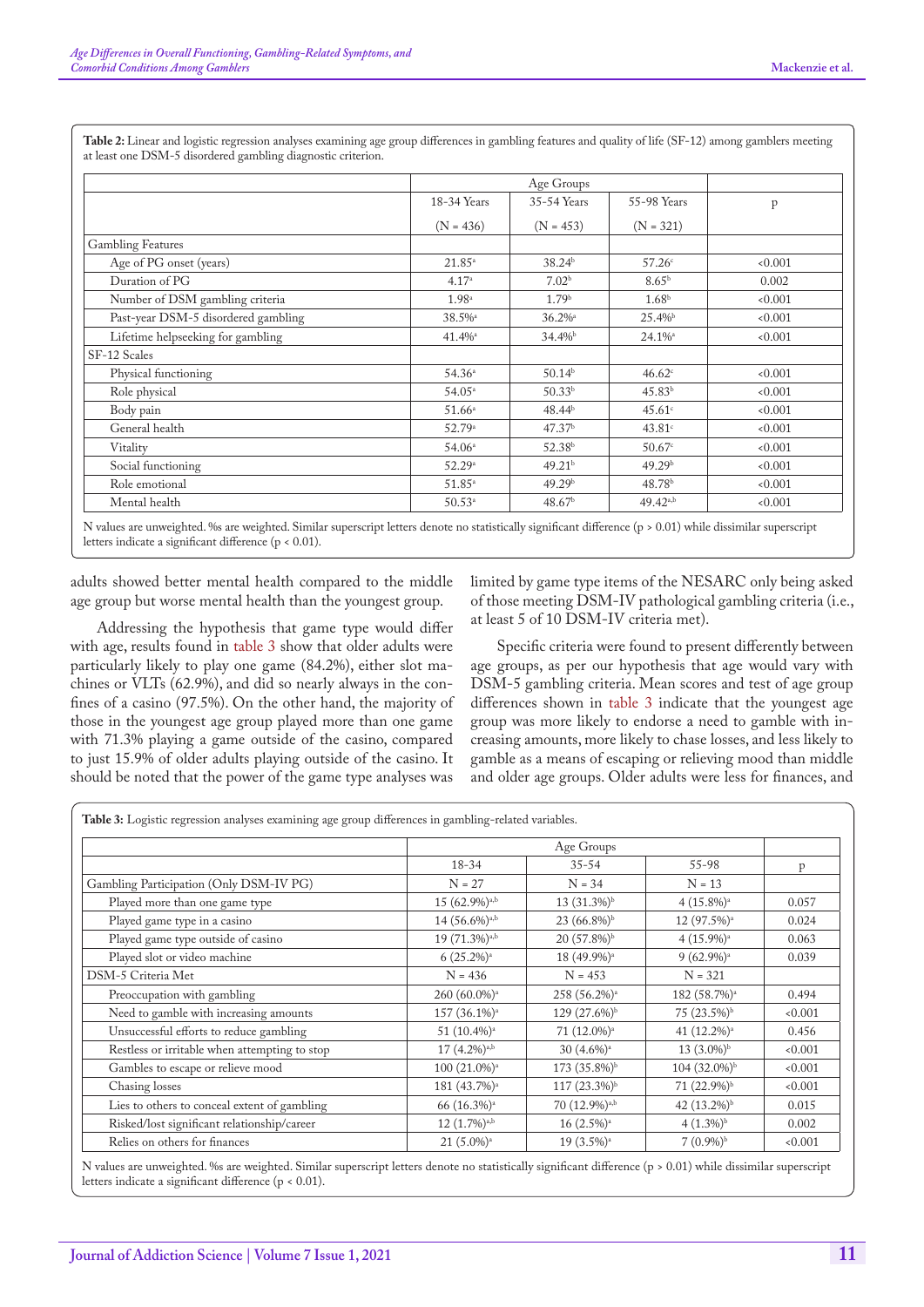**Table 2:** Linear and logistic regression analyses examining age group differences in gambling features and quality of life (SF-12) among gamblers meeting at least one DSM-5 disordered gambling diagnostic criterion.

| | Age Groups | | | |
|---|---|---|---|---|
| | 18-34 Years (N = 436) | 35-54 Years (N = 453) | 55-98 Years (N = 321) | p |
| Gambling Features | | | | |
| Age of PG onset (years) | 21.85[a] | 38.24[b] | 57.26[c] | <0.001 |
| Duration of PG | 4.17[a] | 7.02[b] | 8.65[b] | 0.002 |
| Number of DSM gambling criteria | 1.98[a] | 1.79[b] | 1.68[b] | <0.001 |
| Past-year DSM-5 disordered gambling | 38.5%[a] | 36.2%[a] | 25.4%[b] | <0.001 |
| Lifetime helpseeking for gambling | 41.4%[a] | 34.4%[b] | 24.1%[a] | <0.001 |
| SF-12 Scales | | | | |
| Physical functioning | 54.36[a] | 50.14[b] | 46.62[c] | <0.001 |
| Role physical | 54.05[a] | 50.33[b] | 45.83[b] | <0.001 |
| Body pain | 51.66[a] | 48.44[b] | 45.61[c] | <0.001 |
| General health | 52.79[a] | 47.37[b] | 43.81[c] | <0.001 |
| Vitality | 54.06[a] | 52.38[b] | 50.67[c] | <0.001 |
| Social functioning | 52.29[a] | 49.21[b] | 49.29[b] | <0.001 |
| Role emotional | 51.85[a] | 49.29[b] | 48.78[b] | <0.001 |
| Mental health | 50.53[a] | 48.67[b] | 49.42[a,b] | <0.001 |

N values are unweighted. %s are weighted. Similar superscript letters denote no statistically significant difference ($p > 0.01$) while dissimilar superscript letters indicate a significant difference ($p < 0.01$).

adults showed better mental health compared to the middle age group but worse mental health than the youngest group.

Addressing the hypothesis that game type would differ with age, results found in table 3 show that older adults were particularly likely to play one game (84.2%), either slot machines or VLTs (62.9%), and did so nearly always in the confines of a casino (97.5%). On the other hand, the majority of those in the youngest age group played more than one game with 71.3% playing a game outside of the casino, compared to just 15.9% of older adults playing outside of the casino. It should be noted that the power of the game type analyses was limited by game type items of the NESARC only being asked of those meeting DSM-IV pathological gambling criteria (i.e., at least 5 of 10 DSM-IV criteria met).

Specific criteria were found to present differently between age groups, as per our hypothesis that age would vary with DSM-5 gambling criteria. Mean scores and test of age group differences shown in table 3 indicate that the youngest age group was more likely to endorse a need to gamble with increasing amounts, more likely to chase losses, and less likely to gamble as a means of escaping or relieving mood than middle and older age groups. Older adults were less for finances, and

**Table 3:** Logistic regression analyses examining age group differences in gambling-related variables.

| | Age Groups | | | |
|---|---|---|---|---|
| | 18-34 | 35-54 | 55-98 | p |
| Gambling Participation (Only DSM-IV PG) | N = 27 | N = 34 | N = 13 | |
| Played more than one game type | 15 (62.9%)[a,b] | 13 (31.3%)[b] | 4 (15.8%)[a] | 0.057 |
| Played game type in a casino | 14 (56.6%)[a,b] | 23 (66.8%)[b] | 12 (97.5%)[a] | 0.024 |
| Played game type outside of casino | 19 (71.3%)[a,b] | 20 (57.8%)[b] | 4 (15.9%)[a] | 0.063 |
| Played slot or video machine | 6 (25.2%)[a] | 18 (49.9%)[a] | 9 (62.9%)[a] | 0.039 |
| DSM-5 Criteria Met | N = 436 | N = 453 | N = 321 | |
| Preoccupation with gambling | 260 (60.0%)[a] | 258 (56.2%)[a] | 182 (58.7%)[a] | 0.494 |
| Need to gamble with increasing amounts | 157 (36.1%)[a] | 129 (27.6%)[b] | 75 (23.5%)[b] | <0.001 |
| Unsuccessful efforts to reduce gambling | 51 (10.4%)[a] | 71 (12.0%)[a] | 41 (12.2%)[a] | 0.456 |
| Restless or irritable when attempting to stop | 17 (4.2%)[a,b] | 30 (4.6%)[a] | 13 (3.0%)[b] | <0.001 |
| Gambles to escape or relieve mood | 100 (21.0%)[a] | 173 (35.8%)[b] | 104 (32.0%)[b] | <0.001 |
| Chasing losses | 181 (43.7%)[a] | 117 (23.3%)[b] | 71 (22.9%)[b] | <0.001 |
| Lies to others to conceal extent of gambling | 66 (16.3%)[a] | 70 (12.9%)[a,b] | 42 (13.2%)[b] | 0.015 |
| Risked/lost significant relationship/career | 12 (1.7%)[a,b] | 16 (2.5%)[a] | 4 (1.3%)[b] | 0.002 |
| Relies on others for finances | 21 (5.0%)[a] | 19 (3.5%)[a] | 7 (0.9%)[b] | <0.001 |

N values are unweighted. %s are weighted. Similar superscript letters denote no statistically significant difference ($p > 0.01$) while dissimilar superscript letters indicate a significant difference ($p < 0.01$).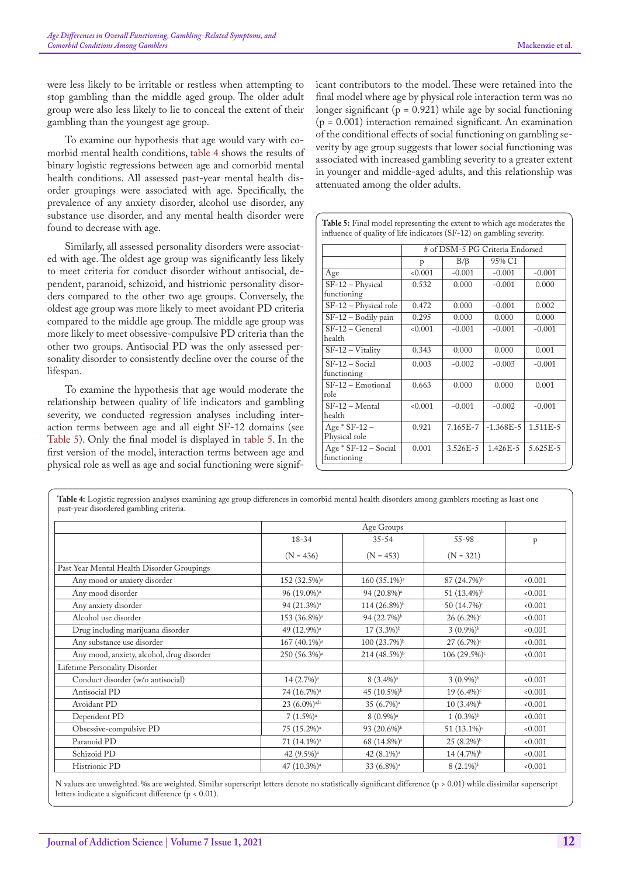were less likely to be irritable or restless when attempting to stop gambling than the middle aged group. The older adult group were also less likely to lie to conceal the extent of their gambling than the youngest age group.

To examine our hypothesis that age would vary with comorbid mental health conditions, table 4 shows the results of binary logistic regressions between age and comorbid mental health conditions. All assessed past-year mental health disorder groupings were associated with age. Specifically, the prevalence of any anxiety disorder, alcohol use disorder, any substance use disorder, and any mental health disorder were found to decrease with age.

Similarly, all assessed personality disorders were associated with age. The oldest age group was significantly less likely to meet criteria for conduct disorder without antisocial, dependent, paranoid, schizoid, and histrionic personality disorders compared to the other two age groups. Conversely, the oldest age group was more likely to meet avoidant PD criteria compared to the middle age group. The middle age group was more likely to meet obsessive-compulsive PD criteria than the other two groups. Antisocial PD was the only assessed personality disorder to consistently decline over the course of the lifespan.

To examine the hypothesis that age would moderate the relationship between quality of life indicators and gambling severity, we conducted regression analyses including interaction terms between age and all eight SF-12 domains (see Table 5). Only the final model is displayed in table 5. In the first version of the model, interaction terms between age and physical role as well as age and social functioning were significant contributors to the model. These were retained into the final model where age by physical role interaction term was no longer significant ($p = 0.921$) while age by social functioning ($p = 0.001$) interaction remained significant. An examination of the conditional effects of social functioning on gambling severity by age group suggests that lower social functioning was associated with increased gambling severity to a greater extent in younger and middle-aged adults, and this relationship was attenuated among the older adults.

**Table 5:** Final model representing the extent to which age moderates the influence of quality of life indicators (SF-12) on gambling severity.

| | # of DSM-5 PG Criteria Endorsed | | | |
|---|---|---|---|---|
| | p | B/β | 95% CI | |
| Age | <0.001 | -0.001 | -0.001 | -0.001 |
| SF-12 – Physical functioning | 0.532 | 0.000 | -0.001 | 0.000 |
| SF-12 – Physical role | 0.472 | 0.000 | -0.001 | 0.002 |
| SF-12 – Bodily pain | 0.295 | 0.000 | 0.000 | 0.000 |
| SF-12 – General health | <0.001 | -0.001 | -0.001 | -0.001 |
| SF-12 – Vitality | 0.343 | 0.000 | 0.000 | 0.001 |
| SF-12 – Social functioning | 0.003 | -0.002 | -0.003 | -0.001 |
| SF-12 – Emotional role | 0.663 | 0.000 | 0.000 | 0.001 |
| SF-12 – Mental health | <0.001 | -0.001 | -0.002 | -0.001 |
| Age * SF-12 – Physical role | 0.921 | 7.165E-7 | -1.368E-5 | 1.511E-5 |
| Age * SF-12 – Social functioning | 0.001 | 3.526E-5 | 1.426E-5 | 5.625E-5 |

**Table 4:** Logistic regression analyses examining age group differences in comorbid mental health disorders among gamblers meeting as least one past-year disordered gambling criteria.

| | Age Groups | | | |
|---|---|---|---|---|
| | 18-34 (N = 436) | 35-54 (N = 453) | 55-98 (N = 321) | p |
| Past Year Mental Health Disorder Groupings | | | | |
| Any mood or anxiety disorder | 152 (32.5%)[a] | 160 (35.1%)[a] | 87 (24.7%)[b] | <0.001 |
| Any mood disorder | 96 (19.0%)[a] | 94 (20.8%)[a] | 51 (13.4%)[b] | <0.001 |
| Any anxiety disorder | 94 (21.3%)[a] | 114 (26.8%)[b] | 50 (14.7%)[c] | <0.001 |
| Alcohol use disorder | 153 (36.8%)[a] | 94 (22.7%)[b] | 26 (6.2%)[c] | <0.001 |
| Drug including marijuana disorder | 49 (12.9%)[a] | 17 (3.3%)[b] | 3 (0.9%)[b] | <0.001 |
| Any substance use disorder | 167 (40.1%)[a] | 100 (23.7%)[b] | 27 (6.7%)[c] | <0.001 |
| Any mood, anxiety, alcohol, drug disorder | 250 (56.3%)[a] | 214 (48.5%)[b] | 106 (29.5%)[c] | <0.001 |
| Lifetime Personality Disorder | | | | |
| Conduct disorder (w/o antisocial) | 14 (2.7%)[a] | 8 (3.4%)[a] | 3 (0.9%)[b] | <0.001 |
| Antisocial PD | 74 (16.7%)[a] | 45 (10.5%)[b] | 19 (6.4%)[c] | <0.001 |
| Avoidant PD | 23 (6.0%)[a,b] | 35 (6.7%)[a] | 10 (3.4%)[b] | <0.001 |
| Dependent PD | 7 (1.5%)[a] | 8 (0.9%)[a] | 1 (0.3%)[b] | <0.001 |
| Obsessive-compulsive PD | 75 (15.2%)[a] | 93 (20.6%)[b] | 51 (13.1%)[a] | <0.001 |
| Paranoid PD | 71 (14.1%)[a] | 68 (14.8%)[a] | 25 (8.2%)[b] | <0.001 |
| Schizoid PD | 42 (9.5%)[a] | 42 (8.1%)[a] | 14 (4.7%)[b] | <0.001 |
| Histrionic PD | 47 (10.3%)[a] | 33 (6.8%)[a] | 8 (2.1%)[b] | <0.001 |

N values are unweighted. %s are weighted. Similar superscript letters denote no statistically significant difference ($p > 0.01$) while dissimilar superscript letters indicate a significant difference ($p < 0.01$).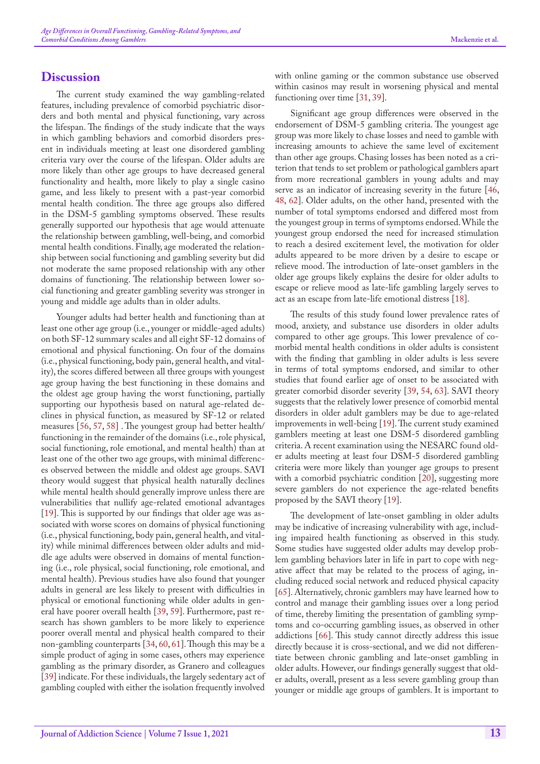## Discussion

The current study examined the way gambling-related features, including prevalence of comorbid psychiatric disorders and both mental and physical functioning, vary across the lifespan. The findings of the study indicate that the ways in which gambling behaviors and comorbid disorders present in individuals meeting at least one disordered gambling criteria vary over the course of the lifespan. Older adults are more likely than other age groups to have decreased general functionality and health, more likely to play a single casino game, and less likely to present with a past-year comorbid mental health condition. The three age groups also differed in the DSM-5 gambling symptoms observed. These results generally supported our hypothesis that age would attenuate the relationship between gambling, well-being, and comorbid mental health conditions. Finally, age moderated the relationship between social functioning and gambling severity but did not moderate the same proposed relationship with any other domains of functioning. The relationship between lower social functioning and greater gambling severity was stronger in young and middle age adults than in older adults.

Younger adults had better health and functioning than at least one other age group (i.e., younger or middle-aged adults) on both SF-12 summary scales and all eight SF-12 domains of emotional and physical functioning. On four of the domains (i.e., physical functioning, body pain, general health, and vitality), the scores differed between all three groups with youngest age group having the best functioning in these domains and the oldest age group having the worst functioning, partially supporting our hypothesis based on natural age-related declines in physical function, as measured by SF-12 or related measures [56, 57, 58] . The youngest group had better health/functioning in the remainder of the domains (i.e., role physical, social functioning, role emotional, and mental health) than at least one of the other two age groups, with minimal differences observed between the middle and oldest age groups. SAVI theory would suggest that physical health naturally declines while mental health should generally improve unless there are vulnerabilities that nullify age-related emotional advantages [19]. This is supported by our findings that older age was associated with worse scores on domains of physical functioning (i.e., physical functioning, body pain, general health, and vitality) while minimal differences between older adults and middle age adults were observed in domains of mental functioning (i.e., role physical, social functioning, role emotional, and mental health). Previous studies have also found that younger adults in general are less likely to present with difficulties in physical or emotional functioning while older adults in general have poorer overall health [39, 59]. Furthermore, past research has shown gamblers to be more likely to experience poorer overall mental and physical health compared to their non-gambling counterparts [34, 60, 61]. Though this may be a simple product of aging in some cases, others may experience gambling as the primary disorder, as Granero and colleagues [39] indicate. For these individuals, the largely sedentary act of gambling coupled with either the isolation frequently involved with online gaming or the common substance use observed within casinos may result in worsening physical and mental functioning over time [31, 39].

Significant age group differences were observed in the endorsement of DSM-5 gambling criteria. The youngest age group was more likely to chase losses and need to gamble with increasing amounts to achieve the same level of excitement than other age groups. Chasing losses has been noted as a criterion that tends to set problem or pathological gamblers apart from more recreational gamblers in young adults and may serve as an indicator of increasing severity in the future [46, 48, 62]. Older adults, on the other hand, presented with the number of total symptoms endorsed and differed most from the youngest group in terms of symptoms endorsed. While the youngest group endorsed the need for increased stimulation to reach a desired excitement level, the motivation for older adults appeared to be more driven by a desire to escape or relieve mood. The introduction of late-onset gamblers in the older age groups likely explains the desire for older adults to escape or relieve mood as late-life gambling largely serves to act as an escape from late-life emotional distress [18].

The results of this study found lower prevalence rates of mood, anxiety, and substance use disorders in older adults compared to other age groups. This lower prevalence of comorbid mental health conditions in older adults is consistent with the finding that gambling in older adults is less severe in terms of total symptoms endorsed, and similar to other studies that found earlier age of onset to be associated with greater comorbid disorder severity [39, 54, 63]. SAVI theory suggests that the relatively lower presence of comorbid mental disorders in older adult gamblers may be due to age-related improvements in well-being [19]. The current study examined gamblers meeting at least one DSM-5 disordered gambling criteria. A recent examination using the NESARC found older adults meeting at least four DSM-5 disordered gambling criteria were more likely than younger age groups to present with a comorbid psychiatric condition [20], suggesting more severe gamblers do not experience the age-related benefits proposed by the SAVI theory [19].

The development of late-onset gambling in older adults may be indicative of increasing vulnerability with age, including impaired health functioning as observed in this study. Some studies have suggested older adults may develop problem gambling behaviors later in life in part to cope with negative affect that may be related to the process of aging, including reduced social network and reduced physical capacity [65]. Alternatively, chronic gamblers may have learned how to control and manage their gambling issues over a long period of time, thereby limiting the presentation of gambling symptoms and co-occurring gambling issues, as observed in other addictions [66]. This study cannot directly address this issue directly because it is cross-sectional, and we did not differentiate between chronic gambling and late-onset gambling in older adults. However, our findings generally suggest that older adults, overall, present as a less severe gambling group than younger or middle age groups of gamblers. It is important to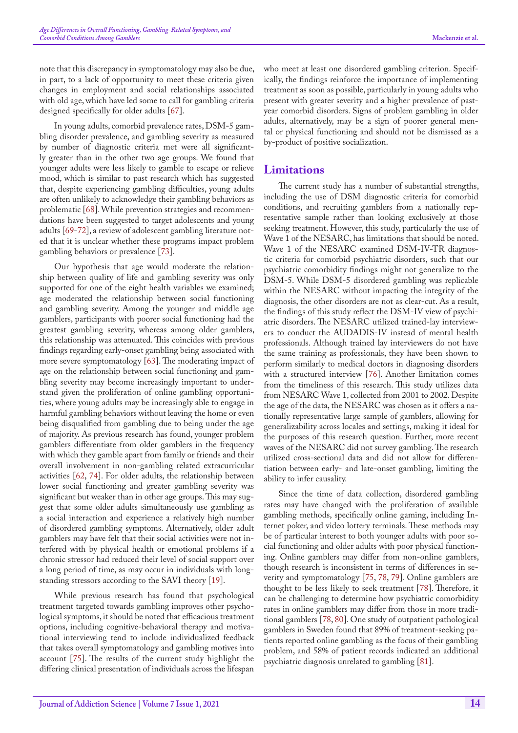note that this discrepancy in symptomatology may also be due, in part, to a lack of opportunity to meet these criteria given changes in employment and social relationships associated with old age, which have led some to call for gambling criteria designed specifically for older adults [67].

In young adults, comorbid prevalence rates, DSM-5 gambling disorder prevalence, and gambling severity as measured by number of diagnostic criteria met were all significantly greater than in the other two age groups. We found that younger adults were less likely to gamble to escape or relieve mood, which is similar to past research which has suggested that, despite experiencing gambling difficulties, young adults are often unlikely to acknowledge their gambling behaviors as problematic [68]. While prevention strategies and recommendations have been suggested to target adolescents and young adults [69-72], a review of adolescent gambling literature noted that it is unclear whether these programs impact problem gambling behaviors or prevalence [73].

Our hypothesis that age would moderate the relationship between quality of life and gambling severity was only supported for one of the eight health variables we examined; age moderated the relationship between social functioning and gambling severity. Among the younger and middle age gamblers, participants with poorer social functioning had the greatest gambling severity, whereas among older gamblers, this relationship was attenuated. This coincides with previous findings regarding early-onset gambling being associated with more severe symptomatology [63]. The moderating impact of age on the relationship between social functioning and gambling severity may become increasingly important to understand given the proliferation of online gambling opportunities, where young adults may be increasingly able to engage in harmful gambling behaviors without leaving the home or even being disqualified from gambling due to being under the age of majority. As previous research has found, younger problem gamblers differentiate from older gamblers in the frequency with which they gamble apart from family or friends and their overall involvement in non-gambling related extracurricular activities [62, 74]. For older adults, the relationship between lower social functioning and greater gambling severity was significant but weaker than in other age groups. This may suggest that some older adults simultaneously use gambling as a social interaction and experience a relatively high number of disordered gambling symptoms. Alternatively, older adult gamblers may have felt that their social activities were not interfered with by physical health or emotional problems if a chronic stressor had reduced their level of social support over a long period of time, as may occur in individuals with longstanding stressors according to the SAVI theory [19].

While previous research has found that psychological treatment targeted towards gambling improves other psychological symptoms, it should be noted that efficacious treatment options, including cognitive-behavioral therapy and motivational interviewing tend to include individualized feedback that takes overall symptomatology and gambling motives into account [75]. The results of the current study highlight the differing clinical presentation of individuals across the lifespan who meet at least one disordered gambling criterion. Specifically, the findings reinforce the importance of implementing treatment as soon as possible, particularly in young adults who present with greater severity and a higher prevalence of past-year comorbid disorders. Signs of problem gambling in older adults, alternatively, may be a sign of poorer general mental or physical functioning and should not be dismissed as a by-product of positive socialization.

## Limitations

The current study has a number of substantial strengths, including the use of DSM diagnostic criteria for comorbid conditions, and recruiting gamblers from a nationally representative sample rather than looking exclusively at those seeking treatment. However, this study, particularly the use of Wave 1 of the NESARC, has limitations that should be noted. Wave 1 of the NESARC examined DSM-IV-TR diagnostic criteria for comorbid psychiatric disorders, such that our psychiatric comorbidity findings might not generalize to the DSM-5. While DSM-5 disordered gambling was replicable within the NESARC without impacting the integrity of the diagnosis, the other disorders are not as clear-cut. As a result, the findings of this study reflect the DSM-IV view of psychiatric disorders. The NESARC utilized trained-lay interviewers to conduct the AUDADIS-IV instead of mental health professionals. Although trained lay interviewers do not have the same training as professionals, they have been shown to perform similarly to medical doctors in diagnosing disorders with a structured interview [76]. Another limitation comes from the timeliness of this research. This study utilizes data from NESARC Wave 1, collected from 2001 to 2002. Despite the age of the data, the NESARC was chosen as it offers a nationally representative large sample of gamblers, allowing for generalizability across locales and settings, making it ideal for the purposes of this research question. Further, more recent waves of the NESARC did not survey gambling. The research utilized cross-sectional data and did not allow for differentiation between early- and late-onset gambling, limiting the ability to infer causality.

Since the time of data collection, disordered gambling rates may have changed with the proliferation of available gambling methods, specifically online gaming, including Internet poker, and video lottery terminals. These methods may be of particular interest to both younger adults with poor social functioning and older adults with poor physical functioning. Online gamblers may differ from non-online gamblers, though research is inconsistent in terms of differences in severity and symptomatology [75, 78, 79]. Online gamblers are thought to be less likely to seek treatment [78]. Therefore, it can be challenging to determine how psychiatric comorbidity rates in online gamblers may differ from those in more traditional gamblers [78, 80]. One study of outpatient pathological gamblers in Sweden found that 89% of treatment-seeking patients reported online gambling as the focus of their gambling problem, and 58% of patient records indicated an additional psychiatric diagnosis unrelated to gambling [81].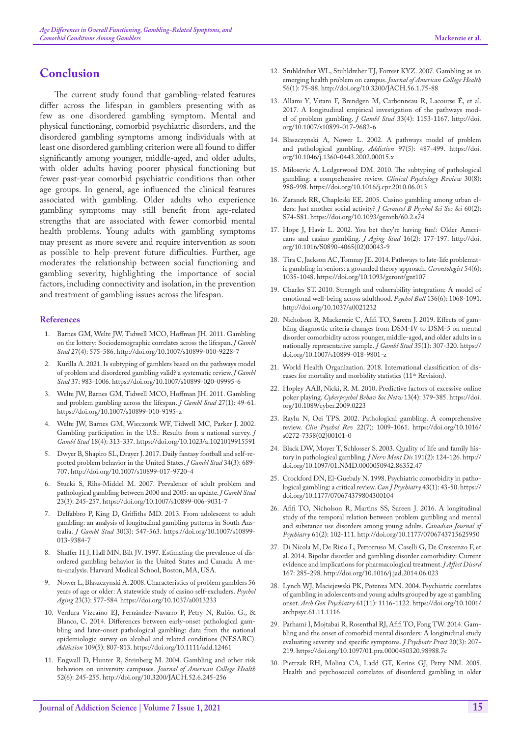## Conclusion

The current study found that gambling-related features differ across the lifespan in gamblers presenting with as few as one disordered gambling symptom. Mental and physical functioning, comorbid psychiatric disorders, and the disordered gambling symptoms among individuals with at least one disordered gambling criterion were all found to differ significantly among younger, middle-aged, and older adults, with older adults having poorer physical functioning but fewer past-year comorbid psychiatric conditions than other age groups. In general, age influenced the clinical features associated with gambling. Older adults who experience gambling symptoms may still benefit from age-related strengths that are associated with fewer comorbid mental health problems. Young adults with gambling symptoms may present as more severe and require intervention as soon as possible to help prevent future difficulties. Further, age moderates the relationship between social functioning and gambling severity, highlighting the importance of social factors, including connectivity and isolation, in the prevention and treatment of gambling issues across the lifespan.

### References

1. Barnes GM, Welte JW, Tidwell MCO, Hoffman JH. 2011. Gambling on the lottery: Sociodemographic correlates across the lifespan. *J Gambl Stud* 27(4): 575-586. http://doi.org/10.1007/s10899-010-9228-7
2. Kurilla A. 2021. Is subtyping of gamblers based on the pathways model of problem and disordered gambling valid? a systematic review. *J Gambl Stud* 37: 983-1006. https://doi.org/10.1007/s10899-020-09995-6
3. Welte JW, Barnes GM, Tidwell MCO, Hoffman JH. 2011. Gambling and problem gambling across the lifespan. *J Gambl Stud* 27(1): 49-61. https://doi.org/10.1007/s10899-010-9195-z
4. Welte JW, Barnes GM, Wieczorek WF, Tidwell MC, Parker J. 2002. Gambling participation in the U.S.: Results from a national survey. *J Gambl Stud* 18(4): 313-337. https://doi.org/10.1023/a:1021019915591
5. Dwyer B, Shapiro SL, Drayer J. 2017. Daily fantasy football and self-reported problem behavior in the United States. *J Gambl Stud* 34(3): 689-707. http://doi.org/10.1007/s10899-017-9720-4
6. Stucki S, Rihs-Middel M. 2007. Prevalence of adult problem and pathological gambling between 2000 and 2005: an update. *J Gambl Stud* 23(3): 245-257. https://doi.org/10.1007/s10899-006-9031-7
7. Delfabbro P, King D, Griffiths MD. 2013. From adolescent to adult gambling: an analysis of longitudinal gambling patterns in South Australia. *J Gambl Stud* 30(3): 547-563. https://doi.org/10.1007/s10899-013-9384-7
8. Shaffer H J, Hall MN, Bilt JV. 1997. Estimating the prevalence of disordered gambling behavior in the United States and Canada: A meta-analysis. Harvard Medical School, Boston, MA, USA.
9. Nower L, Blaszczynski A. 2008. Characteristics of problem gamblers 56 years of age or older: A statewide study of casino self-excluders. *Psychol Aging* 23(3): 577-584. https://doi.org/10.1037/a0013233
10. Verdura Vizcaíno EJ, Fernández-Navarro P, Petry N, Rubio, G., & Blanco, C. 2014. Differences between early-onset pathological gambling and later-onset pathological gambling: data from the national epidemiologic survey on alcohol and related conditions (NESARC). *Addiction* 109(5): 807-813. https://doi.org/10.1111/add.12461
11. Engwall D, Hunter R, Steinberg M. 2004. Gambling and other risk behaviors on university campuses. *Journal of American College Health* 52(6): 245-255. http://doi.org/10.3200/JACH.52.6.245-256
12. Stuhldreher WL, Stuhldreher TJ, Forrest KYZ. 2007. Gambling as an emerging health problem on campus. *Journal of American College Health* 56(1): 75-88. http://doi.org/10.3200/JACH.56.1.75-88
13. Allami Y, Vitaro F, Brendgen M, Carbonneau R, Lacourse É, et al. 2017. A longitudinal empirical investigation of the pathways model of problem gambling. *J Gambl Stud* 33(4): 1153-1167. http://doi.org/10.1007/s10899-017-9682-6
14. Blaszczynski A, Nower L. 2002. A pathways model of problem and pathological gambling. *Addiction* 97(5): 487-499. https://doi.org/10.1046/j.1360-0443.2002.00015.x
15. Milosevic A, Ledgerwood DM. 2010. The subtyping of pathological gambling: a comprehensive review. *Clinical Psychology Review* 30(8): 988-998. https://doi.org/10.1016/j.cpr.2010.06.013
16. Zaranek RR, Chapleski EE. 2005. Casino gambling among urban elders: Just another social activity? *J Gerontol B Psychol Sci Soc Sci* 60(2): S74-S81. https://doi.org/10.1093/geronb/60.2.s74
17. Hope J, Havir L. 2002. You bet they're having fun!: Older Americans and casino gambling. *J Aging Stud* 16(2): 177-197. http://doi.org/10.1016/S0890-4065(02)00043-9
18. Tira C, Jackson AC, Tomnay JE. 2014. Pathways to late-life problematic gambling in seniors: a grounded theory approach. *Gerontologist* 54(6): 1035-1048. https://doi.org/10.1093/geront/gnt107
19. Charles ST. 2010. Strength and vulnerability integration: A model of emotional well-being across adulthood. *Psychol Bull* 136(6): 1068-1091. http://doi.org/10.1037/a0021232
20. Nicholson R, Mackenzie C, Afifi TO, Sareen J. 2019. Effects of gambling diagnostic criteria changes from DSM-IV to DSM-5 on mental disorder comorbidity across younger, middle-aged, and older adults in a nationally representative sample. *J Gambl Stud* 35(1): 307-320. https://doi.org/10.1007/s10899-018-9801-z
21. World Health Organization. 2018. International classification of diseases for mortality and morbidity statistics (11th Revision).
22. Hopley AAB, Nicki, R. M. 2010. Predictive factors of excessive online poker playing. *Cyberpsychol Behav Soc Netw* 13(4): 379-385. https://doi.org/10.1089/cyber.2009.0223
23. Raylu N, Oei TPS. 2002. Pathological gambling. A comprehensive review. *Clin Psychol Rev* 22(7): 1009-1061. https://doi.org/10.1016/s0272-7358(02)00101-0
24. Black DW, Moyer T, Schlosser S. 2003. Quality of life and family history in pathological gambling. *J Nerv Ment Dis* 191(2): 124-126. http://doi.org/10.1097/01.NMD.0000050942.86352.47
25. Crockford DN, El-Guebaly N. 1998. Psychiatric comorbidity in pathological gambling: a critical review. *Can J Psychiatry* 43(1): 43-50. https://doi.org/10.1177/070674379804300104
26. Afifi TO, Nicholson R, Martins SS, Sareen J. 2016. A longitudinal study of the temporal relation between problem gambling and mental and substance use disorders among young adults. *Canadian Journal of Psychiatry* 61(2): 102-111. http://doi.org/10.1177/0706743715625950
27. Di Nicola M, De Risio L, Pettorruso M, Caselli G, De Crescenzo F, et al. 2014. Bipolar disorder and gambling disorder comorbidity: Current evidence and implications for pharmacological treatment. *J Affect Disord* 167: 285-298. http://doi.org/10.1016/j.jad.2014.06.023
28. Lynch WJ, Maciejewski PK, Potenza MN. 2004. Psychiatric correlates of gambling in adolescents and young adults grouped by age at gambling onset. *Arch Gen Psychiatry* 61(11): 1116-1122. https://doi.org/10.1001/archpsyc.61.11.1116
29. Parhami I, Mojtabai R, Rosenthal RJ, Afifi TO, Fong TW. 2014. Gambling and the onset of comorbid mental disorders: A longitudinal study evaluating severity and specific symptoms. *J Psychiatr Pract* 20(3): 207-219. https://doi.org/10.1097/01.pra.0000450320.98988.7c
30. Pietrzak RH, Molina CA, Ladd GT, Kerins GJ, Petry NM. 2005. Health and psychosocial correlates of disordered gambling in older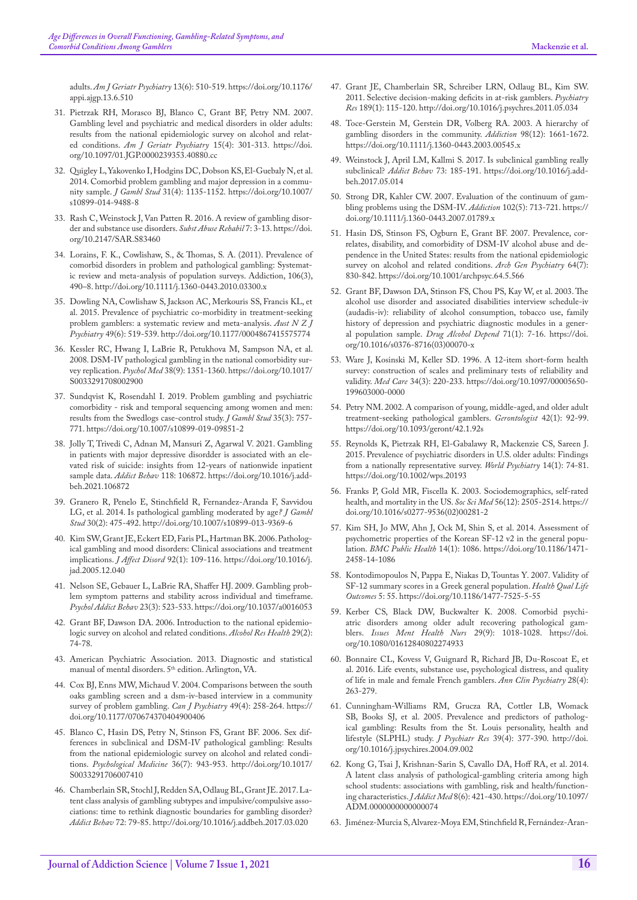adults. *Am J Geriatr Psychiatry* 13(6): 510-519. https://doi.org/10.1176/appi.ajgp.13.6.510

31. Pietrzak RH, Morasco BJ, Blanco C, Grant BF, Petry NM. 2007. Gambling level and psychiatric and medical disorders in older adults: results from the national epidemiologic survey on alcohol and related conditions. *Am J Geriatr Psychiatry* 15(4): 301-313. https://doi.org/10.1097/01.JGP.0000239353.40880.cc
32. Quigley L, Yakovenko I, Hodgins DC, Dobson KS, El-Guebaly N, et al. 2014. Comorbid problem gambling and major depression in a community sample. *J Gambl Stud* 31(4): 1135-1152. https://doi.org/10.1007/s10899-014-9488-8
33. Rash C, Weinstock J, Van Patten R. 2016. A review of gambling disorder and substance use disorders. *Subst Abuse Rehabil* 7: 3-13. https://doi.org/10.2147/SAR.S83460
34. Lorains, F. K., Cowlishaw, S., & Thomas, S. A. (2011). Prevalence of comorbid disorders in problem and pathological gambling: Systematic review and meta-analysis of population surveys. Addiction, 106(3), 490–8. http://doi.org/10.1111/j.1360-0443.2010.03300.x
35. Dowling NA, Cowlishaw S, Jackson AC, Merkouris SS, Francis KL, et al. 2015. Prevalence of psychiatric co-morbidity in treatment-seeking problem gamblers: a systematic review and meta-analysis. *Aust N Z J Psychiatry* 49(6): 519-539. http://doi.org/10.1177/0004867415575774
36. Kessler RC, Hwang I, LaBrie R, Petukhova M, Sampson NA, et al. 2008. DSM-IV pathological gambling in the national comorbidity survey replication. *Psychol Med* 38(9): 1351-1360. https://doi.org/10.1017/S0033291708002900
37. Sundqvist K, Rosendahl I. 2019. Problem gambling and psychiatric comorbidity - risk and temporal sequencing among women and men: results from the Swedlogs case-control study. *J Gambl Stud* 35(3): 757-771. https://doi.org/10.1007/s10899-019-09851-2
38. Jolly T, Trivedi C, Adnan M, Mansuri Z, Agarwal V. 2021. Gambling in patients with major depressive disorder is associated with an elevated risk of suicide: insights from 12-years of nationwide inpatient sample data. *Addict Behav* 118: 106872. https://doi.org/10.1016/j.addbeh.2021.106872
39. Granero R, Penelo E, Stinchfield R, Fernandez-Aranda F, Savvidou LG, et al. 2014. Is pathological gambling moderated by age? *J Gambl Stud* 30(2): 475-492. http://doi.org/10.1007/s10899-013-9369-6
40. Kim SW, Grant JE, Eckert ED, Faris PL, Hartman BK. 2006. Pathological gambling and mood disorders: Clinical associations and treatment implications. *J Affect Disord* 92(1): 109-116. https://doi.org/10.1016/j.jad.2005.12.040
41. Nelson SE, Gebauer L, LaBrie RA, Shaffer HJ. 2009. Gambling problem symptom patterns and stability across individual and timeframe. *Psychol Addict Behav* 23(3): 523-533. https://doi.org/10.1037/a0016053
42. Grant BF, Dawson DA. 2006. Introduction to the national epidemiologic survey on alcohol and related conditions. *Alcohol Res Health* 29(2): 74-78.
43. American Psychiatric Association. 2013. Diagnostic and statistical manual of mental disorders. 5th edition. Arlington, VA.
44. Cox BJ, Enns MW, Michaud V. 2004. Comparisons between the south oaks gambling screen and a dsm-iv-based interview in a community survey of problem gambling. *Can J Psychiatry* 49(4): 258-264. https://doi.org/10.1177/070674370404900406
45. Blanco C, Hasin DS, Petry N, Stinson FS, Grant BF. 2006. Sex differences in subclinical and DSM-IV pathological gambling: Results from the national epidemiologic survey on alcohol and related conditions. *Psychological Medicine* 36(7): 943-953. http://doi.org/10.1017/S0033291706007410
46. Chamberlain SR, Stochl J, Redden SA, Odlaug BL, Grant JE. 2017. Latent class analysis of gambling subtypes and impulsive/compulsive associations: time to rethink diagnostic boundaries for gambling disorder? *Addict Behav* 72: 79-85. http://doi.org/10.1016/j.addbeh.2017.03.020
47. Grant JE, Chamberlain SR, Schreiber LRN, Odlaug BL, Kim SW. 2011. Selective decision-making deficits in at-risk gamblers. *Psychiatry Res* 189(1): 115-120. http://doi.org/10.1016/j.psychres.2011.05.034
48. Toce-Gerstein M, Gerstein DR, Volberg RA. 2003. A hierarchy of gambling disorders in the community. *Addiction* 98(12): 1661-1672. https://doi.org/10.1111/j.1360-0443.2003.00545.x
49. Weinstock J, April LM, Kallmi S. 2017. Is subclinical gambling really subclinical? *Addict Behav* 73: 185-191. https://doi.org/10.1016/j.addbeh.2017.05.014
50. Strong DR, Kahler CW. 2007. Evaluation of the continuum of gambling problems using the DSM-IV. *Addiction* 102(5): 713-721. https://doi.org/10.1111/j.1360-0443.2007.01789.x
51. Hasin DS, Stinson FS, Ogburn E, Grant BF. 2007. Prevalence, correlates, disability, and comorbidity of DSM-IV alcohol abuse and dependence in the United States: results from the national epidemiologic survey on alcohol and related conditions. *Arch Gen Psychiatry* 64(7): 830-842. https://doi.org/10.1001/archpsyc.64.5.566
52. Grant BF, Dawson DA, Stinson FS, Chou PS, Kay W, et al. 2003. The alcohol use disorder and associated disabilities interview schedule-iv (audadis-iv): reliability of alcohol consumption, tobacco use, family history of depression and psychiatric diagnostic modules in a general population sample. *Drug Alcohol Depend* 71(1): 7-16. https://doi.org/10.1016/s0376-8716(03)00070-x
53. Ware J, Kosinski M, Keller SD. 1996. A 12-item short-form health survey: construction of scales and preliminary tests of reliability and validity. *Med Care* 34(3): 220-233. https://doi.org/10.1097/00005650-199603000-0000
54. Petry NM. 2002. A comparison of young, middle-aged, and older adult treatment-seeking pathological gamblers. *Gerontologist* 42(1): 92-99. https://doi.org/10.1093/geront/42.1.92s
55. Reynolds K, Pietrzak RH, El-Gabalawy R, Mackenzie CS, Sareen J. 2015. Prevalence of psychiatric disorders in U.S. older adults: Findings from a nationally representative survey. *World Psychiatry* 14(1): 74-81. https://doi.org/10.1002/wps.20193
56. Franks P, Gold MR, Fiscella K. 2003. Sociodemographics, self-rated health, and mortality in the US. *Soc Sci Med* 56(12): 2505-2514. https://doi.org/10.1016/s0277-9536(02)00281-2
57. Kim SH, Jo MW, Ahn J, Ock M, Shin S, et al. 2014. Assessment of psychometric properties of the Korean SF-12 v2 in the general population. *BMC Public Health* 14(1): 1086. https://doi.org/10.1186/1471-2458-14-1086
58. Kontodimopoulos N, Pappa E, Niakas D, Tountas Y. 2007. Validity of SF-12 summary scores in a Greek general population. *Health Qual Life Outcomes* 5: 55. https://doi.org/10.1186/1477-7525-5-55
59. Kerber CS, Black DW, Buckwalter K. 2008. Comorbid psychiatric disorders among older adult recovering pathological gamblers. *Issues Ment Health Nurs* 29(9): 1018-1028. https://doi.org/10.1080/01612840802274933
60. Bonnaire CL, Kovess V, Guignard R, Richard JB, Du-Roscoat E, et al. 2016. Life events, substance use, psychological distress, and quality of life in male and female French gamblers. *Ann Clin Psychiatry* 28(4): 263-279.
61. Cunningham-Williams RM, Grucza RA, Cottler LB, Womack SB, Books SJ, et al. 2005. Prevalence and predictors of pathological gambling: Results from the St. Louis personality, health and lifestyle (SLPHL) study. *J Psychiatr Res* 39(4): 377-390. http://doi.org/10.1016/j.jpsychires.2004.09.002
62. Kong G, Tsai J, Krishnan-Sarin S, Cavallo DA, Hoff RA, et al. 2014. A latent class analysis of pathological-gambling criteria among high school students: associations with gambling, risk and health/functioning characteristics. *J Addict Med* 8(6): 421-430. https://doi.org/10.1097/ADM.0000000000000074
63. Jiménez-Murcia S, Alvarez-Moya EM, Stinchfield R, Fernández-Aran-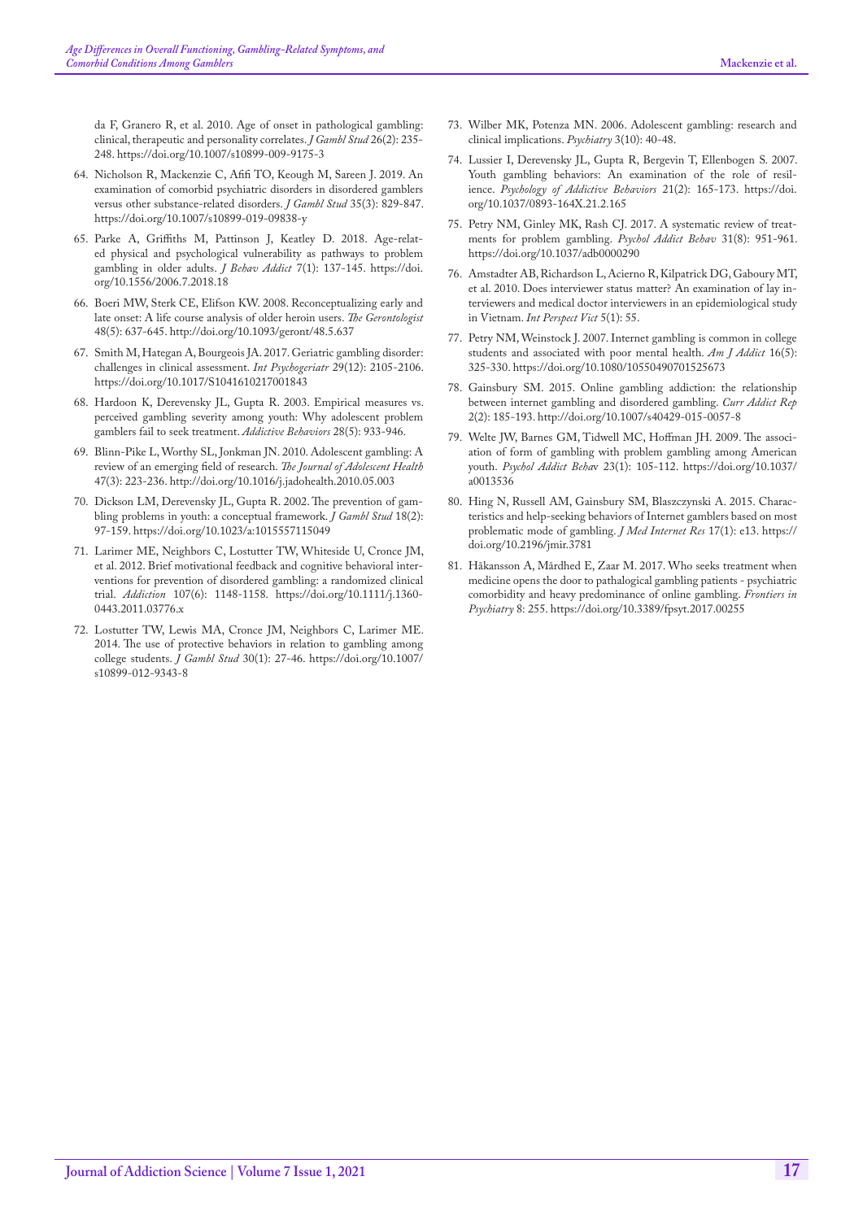da F, Granero R, et al. 2010. Age of onset in pathological gambling: clinical, therapeutic and personality correlates. *J Gambl Stud* 26(2): 235-248. https://doi.org/10.1007/s10899-009-9175-3

64. Nicholson R, Mackenzie C, Afifi TO, Keough M, Sareen J. 2019. An examination of comorbid psychiatric disorders in disordered gamblers versus other substance-related disorders. *J Gambl Stud* 35(3): 829-847. https://doi.org/10.1007/s10899-019-09838-y

65. Parke A, Griffiths M, Pattinson J, Keatley D. 2018. Age-related physical and psychological vulnerability as pathways to problem gambling in older adults. *J Behav Addict* 7(1): 137-145. https://doi.org/10.1556/2006.7.2018.18

66. Boeri MW, Sterk CE, Elifson KW. 2008. Reconceptualizing early and late onset: A life course analysis of older heroin users. *The Gerontologist* 48(5): 637-645. http://doi.org/10.1093/geront/48.5.637

67. Smith M, Hategan A, Bourgeois JA. 2017. Geriatric gambling disorder: challenges in clinical assessment. *Int Psychogeriatr* 29(12): 2105-2106. https://doi.org/10.1017/S1041610217001843

68. Hardoon K, Derevensky JL, Gupta R. 2003. Empirical measures vs. perceived gambling severity among youth: Why adolescent problem gamblers fail to seek treatment. *Addictive Behaviors* 28(5): 933-946.

69. Blinn-Pike L, Worthy SL, Jonkman JN. 2010. Adolescent gambling: A review of an emerging field of research. *The Journal of Adolescent Health* 47(3): 223-236. http://doi.org/10.1016/j.jadohealth.2010.05.003

70. Dickson LM, Derevensky JL, Gupta R. 2002. The prevention of gambling problems in youth: a conceptual framework. *J Gambl Stud* 18(2): 97-159. https://doi.org/10.1023/a:1015557115049

71. Larimer ME, Neighbors C, Lostutter TW, Whiteside U, Cronce JM, et al. 2012. Brief motivational feedback and cognitive behavioral interventions for prevention of disordered gambling: a randomized clinical trial. *Addiction* 107(6): 1148-1158. https://doi.org/10.1111/j.1360-0443.2011.03776.x

72. Lostutter TW, Lewis MA, Cronce JM, Neighbors C, Larimer ME. 2014. The use of protective behaviors in relation to gambling among college students. *J Gambl Stud* 30(1): 27-46. https://doi.org/10.1007/s10899-012-9343-8

73. Wilber MK, Potenza MN. 2006. Adolescent gambling: research and clinical implications. *Psychiatry* 3(10): 40-48.

74. Lussier I, Derevensky JL, Gupta R, Bergevin T, Ellenbogen S. 2007. Youth gambling behaviors: An examination of the role of resilience. *Psychology of Addictive Behaviors* 21(2): 165-173. https://doi.org/10.1037/0893-164X.21.2.165

75. Petry NM, Ginley MK, Rash CJ. 2017. A systematic review of treatments for problem gambling. *Psychol Addict Behav* 31(8): 951-961. https://doi.org/10.1037/adb0000290

76. Amstadter AB, Richardson L, Acierno R, Kilpatrick DG, Gaboury MT, et al. 2010. Does interviewer status matter? An examination of lay interviewers and medical doctor interviewers in an epidemiological study in Vietnam. *Int Perspect Vict* 5(1): 55.

77. Petry NM, Weinstock J. 2007. Internet gambling is common in college students and associated with poor mental health. *Am J Addict* 16(5): 325-330. https://doi.org/10.1080/10550490701525673

78. Gainsbury SM. 2015. Online gambling addiction: the relationship between internet gambling and disordered gambling. *Curr Addict Rep* 2(2): 185-193. http://doi.org/10.1007/s40429-015-0057-8

79. Welte JW, Barnes GM, Tidwell MC, Hoffman JH. 2009. The association of form of gambling with problem gambling among American youth. *Psychol Addict Behav* 23(1): 105-112. https://doi.org/10.1037/a0013536

80. Hing N, Russell AM, Gainsbury SM, Blaszczynski A. 2015. Characteristics and help-seeking behaviors of Internet gamblers based on most problematic mode of gambling. *J Med Internet Res* 17(1): e13. https://doi.org/10.2196/jmir.3781

81. Håkansson A, Mårdhed E, Zaar M. 2017. Who seeks treatment when medicine opens the door to pathalogical gambling patients - psychiatric comorbidity and heavy predominance of online gambling. *Frontiers in Psychiatry* 8: 255. https://doi.org/10.3389/fpsyt.2017.00255